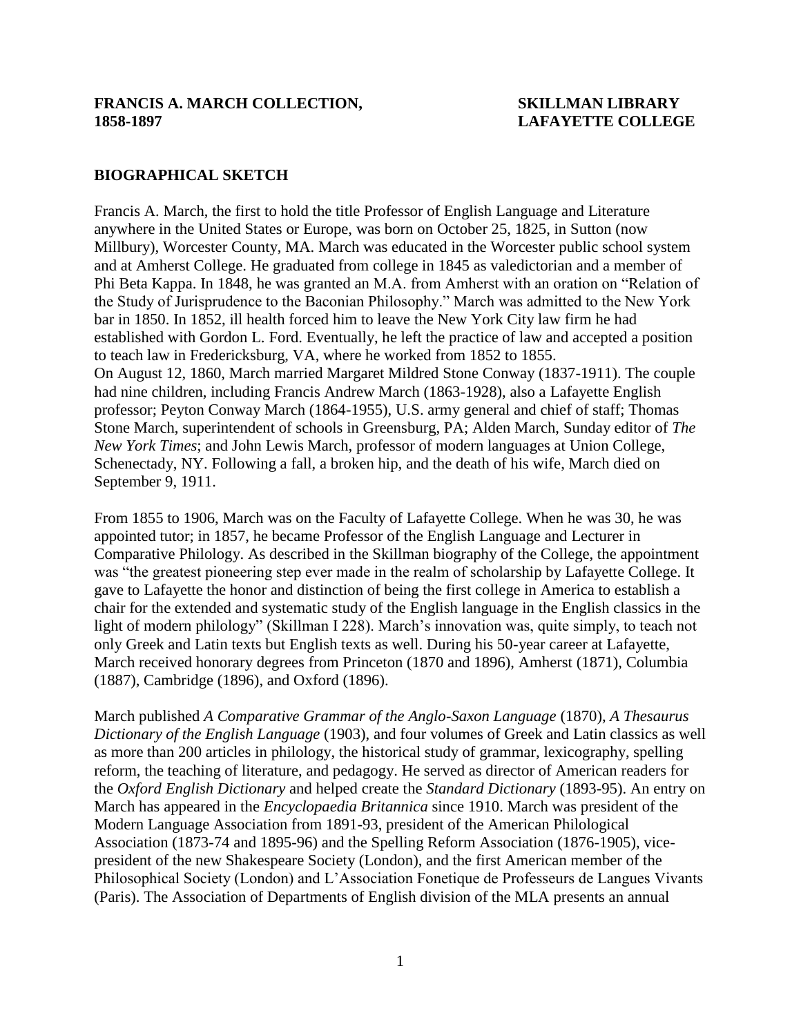**FRANCIS A. MARCH COLLECTION, 1858-1897**

**SKILLMAN LIBRARY LAFAYETTE COLLEGE**

## BIOGRAPHICAL SKETCH

Francis A. March, the first to hold the title Professor of English Language and Literature anywhere in the United States or Europe, was born on October 25, 1825, in Sutton (now Millbury), Worcester County, MA. March was educated in the Worcester public school system and at Amherst College. He graduated from college in 1845 as valedictorian and a member of Phi Beta Kappa. In 1848, he was granted an M.A. from Amherst with an oration on "Relation of the Study of Jurisprudence to the Baconian Philosophy." March was admitted to the New York bar in 1850. In 1852, ill health forced him to leave the New York City law firm he had established with Gordon L. Ford. Eventually, he left the practice of law and accepted a position to teach law in Fredericksburg, VA, where he worked from 1852 to 1855.
On August 12, 1860, March married Margaret Mildred Stone Conway (1837-1911). The couple had nine children, including Francis Andrew March (1863-1928), also a Lafayette English professor; Peyton Conway March (1864-1955), U.S. army general and chief of staff; Thomas Stone March, superintendent of schools in Greensburg, PA; Alden March, Sunday editor of *The New York Times*; and John Lewis March, professor of modern languages at Union College, Schenectady, NY. Following a fall, a broken hip, and the death of his wife, March died on September 9, 1911.

From 1855 to 1906, March was on the Faculty of Lafayette College. When he was 30, he was appointed tutor; in 1857, he became Professor of the English Language and Lecturer in Comparative Philology. As described in the Skillman biography of the College, the appointment was "the greatest pioneering step ever made in the realm of scholarship by Lafayette College. It gave to Lafayette the honor and distinction of being the first college in America to establish a chair for the extended and systematic study of the English language in the English classics in the light of modern philology" (Skillman I 228). March's innovation was, quite simply, to teach not only Greek and Latin texts but English texts as well. During his 50-year career at Lafayette, March received honorary degrees from Princeton (1870 and 1896), Amherst (1871), Columbia (1887), Cambridge (1896), and Oxford (1896).

March published *A Comparative Grammar of the Anglo-Saxon Language* (1870), *A Thesaurus Dictionary of the English Language* (1903), and four volumes of Greek and Latin classics as well as more than 200 articles in philology, the historical study of grammar, lexicography, spelling reform, the teaching of literature, and pedagogy. He served as director of American readers for the *Oxford English Dictionary* and helped create the *Standard Dictionary* (1893-95). An entry on March has appeared in the *Encyclopaedia Britannica* since 1910. March was president of the Modern Language Association from 1891-93, president of the American Philological Association (1873-74 and 1895-96) and the Spelling Reform Association (1876-1905), vice-president of the new Shakespeare Society (London), and the first American member of the Philosophical Society (London) and L'Association Fonetique de Professeurs de Langues Vivants (Paris). The Association of Departments of English division of the MLA presents an annual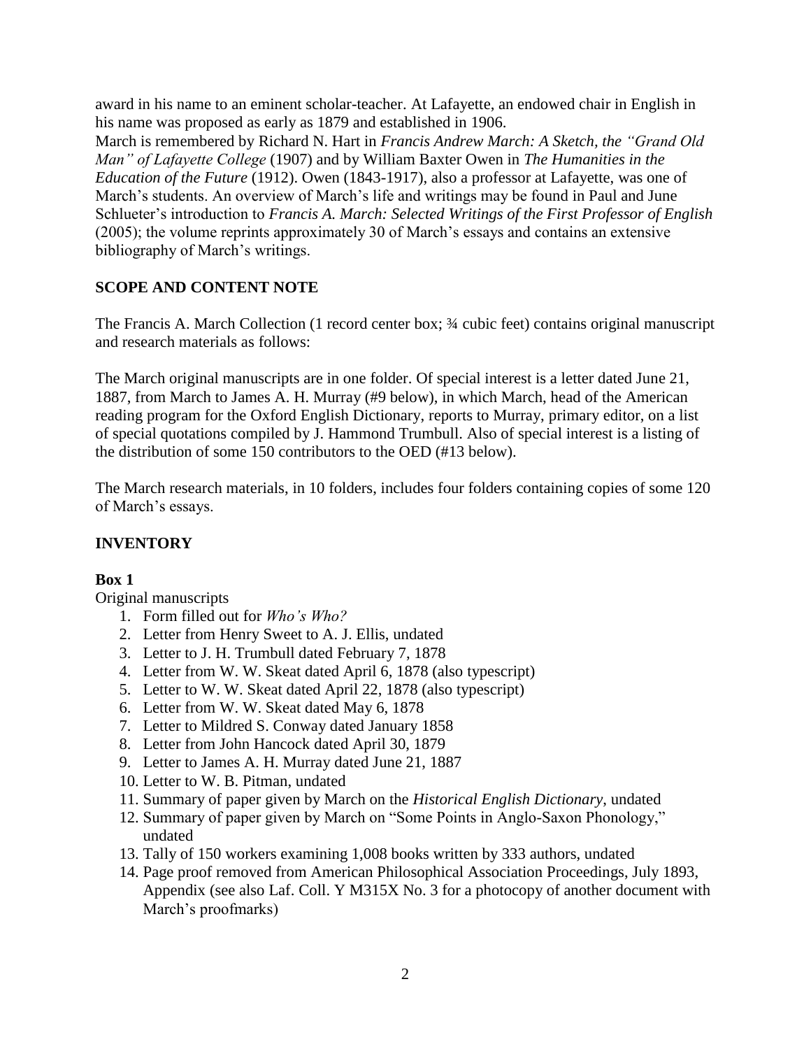award in his name to an eminent scholar-teacher. At Lafayette, an endowed chair in English in his name was proposed as early as 1879 and established in 1906.

March is remembered by Richard N. Hart in *Francis Andrew March: A Sketch, the "Grand Old Man" of Lafayette College* (1907) and by William Baxter Owen in *The Humanities in the Education of the Future* (1912). Owen (1843-1917), also a professor at Lafayette, was one of March's students. An overview of March's life and writings may be found in Paul and June Schlueter's introduction to *Francis A. March: Selected Writings of the First Professor of English* (2005); the volume reprints approximately 30 of March's essays and contains an extensive bibliography of March's writings.

## SCOPE AND CONTENT NOTE

The Francis A. March Collection (1 record center box; ¾ cubic feet) contains original manuscript and research materials as follows:

The March original manuscripts are in one folder. Of special interest is a letter dated June 21, 1887, from March to James A. H. Murray (#9 below), in which March, head of the American reading program for the Oxford English Dictionary, reports to Murray, primary editor, on a list of special quotations compiled by J. Hammond Trumbull. Also of special interest is a listing of the distribution of some 150 contributors to the OED (#13 below).

The March research materials, in 10 folders, includes four folders containing copies of some 120 of March's essays.

## INVENTORY

### Box 1

Original manuscripts

1. Form filled out for *Who's Who?*
2. Letter from Henry Sweet to A. J. Ellis, undated
3. Letter to J. H. Trumbull dated February 7, 1878
4. Letter from W. W. Skeat dated April 6, 1878 (also typescript)
5. Letter to W. W. Skeat dated April 22, 1878 (also typescript)
6. Letter from W. W. Skeat dated May 6, 1878
7. Letter to Mildred S. Conway dated January 1858
8. Letter from John Hancock dated April 30, 1879
9. Letter to James A. H. Murray dated June 21, 1887
10. Letter to W. B. Pitman, undated
11. Summary of paper given by March on the *Historical English Dictionary*, undated
12. Summary of paper given by March on "Some Points in Anglo-Saxon Phonology," undated
13. Tally of 150 workers examining 1,008 books written by 333 authors, undated
14. Page proof removed from American Philosophical Association Proceedings, July 1893, Appendix (see also Laf. Coll. Y M315X No. 3 for a photocopy of another document with March's proofmarks)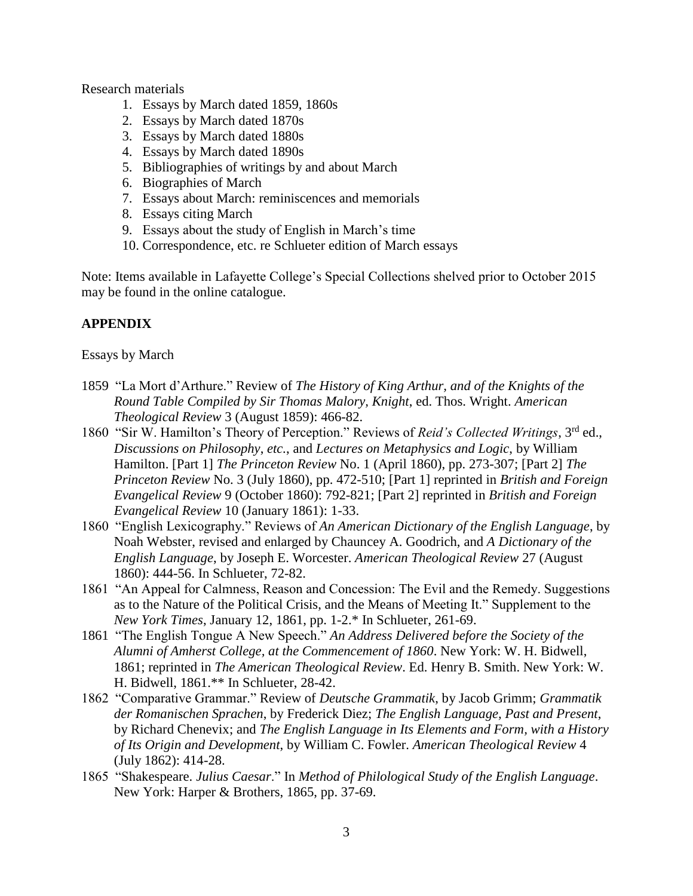Research materials

1. Essays by March dated 1859, 1860s
2. Essays by March dated 1870s
3. Essays by March dated 1880s
4. Essays by March dated 1890s
5. Bibliographies of writings by and about March
6. Biographies of March
7. Essays about March: reminiscences and memorials
8. Essays citing March
9. Essays about the study of English in March's time
10. Correspondence, etc. re Schlueter edition of March essays

Note: Items available in Lafayette College's Special Collections shelved prior to October 2015 may be found in the online catalogue.

## APPENDIX

Essays by March

1859 "La Mort d'Arthure." Review of *The History of King Arthur, and of the Knights of the Round Table Compiled by Sir Thomas Malory, Knight*, ed. Thos. Wright. *American Theological Review* 3 (August 1859): 466-82.

1860 "Sir W. Hamilton's Theory of Perception." Reviews of *Reid's Collected Writings*, 3rd ed., *Discussions on Philosophy, etc.*, and *Lectures on Metaphysics and Logic*, by William Hamilton. [Part 1] *The Princeton Review* No. 1 (April 1860), pp. 273-307; [Part 2] *The Princeton Review* No. 3 (July 1860), pp. 472-510; [Part 1] reprinted in *British and Foreign Evangelical Review* 9 (October 1860): 792-821; [Part 2] reprinted in *British and Foreign Evangelical Review* 10 (January 1861): 1-33.

1860 "English Lexicography." Reviews of *An American Dictionary of the English Language*, by Noah Webster, revised and enlarged by Chauncey A. Goodrich, and *A Dictionary of the English Language*, by Joseph E. Worcester. *American Theological Review* 27 (August 1860): 444-56. In Schlueter, 72-82.

1861 "An Appeal for Calmness, Reason and Concession: The Evil and the Remedy. Suggestions as to the Nature of the Political Crisis, and the Means of Meeting It." Supplement to the *New York Times*, January 12, 1861, pp. 1-2.* In Schlueter, 261-69.

1861 "The English Tongue A New Speech." *An Address Delivered before the Society of the Alumni of Amherst College, at the Commencement of 1860*. New York: W. H. Bidwell, 1861; reprinted in *The American Theological Review*. Ed. Henry B. Smith. New York: W. H. Bidwell, 1861.** In Schlueter, 28-42.

1862 "Comparative Grammar." Review of *Deutsche Grammatik*, by Jacob Grimm; *Grammatik der Romanischen Sprachen*, by Frederick Diez; *The English Language, Past and Present*, by Richard Chenevix; and *The English Language in Its Elements and Form, with a History of Its Origin and Development*, by William C. Fowler. *American Theological Review* 4 (July 1862): 414-28.

1865 "Shakespeare. *Julius Caesar*." In *Method of Philological Study of the English Language*. New York: Harper & Brothers, 1865, pp. 37-69.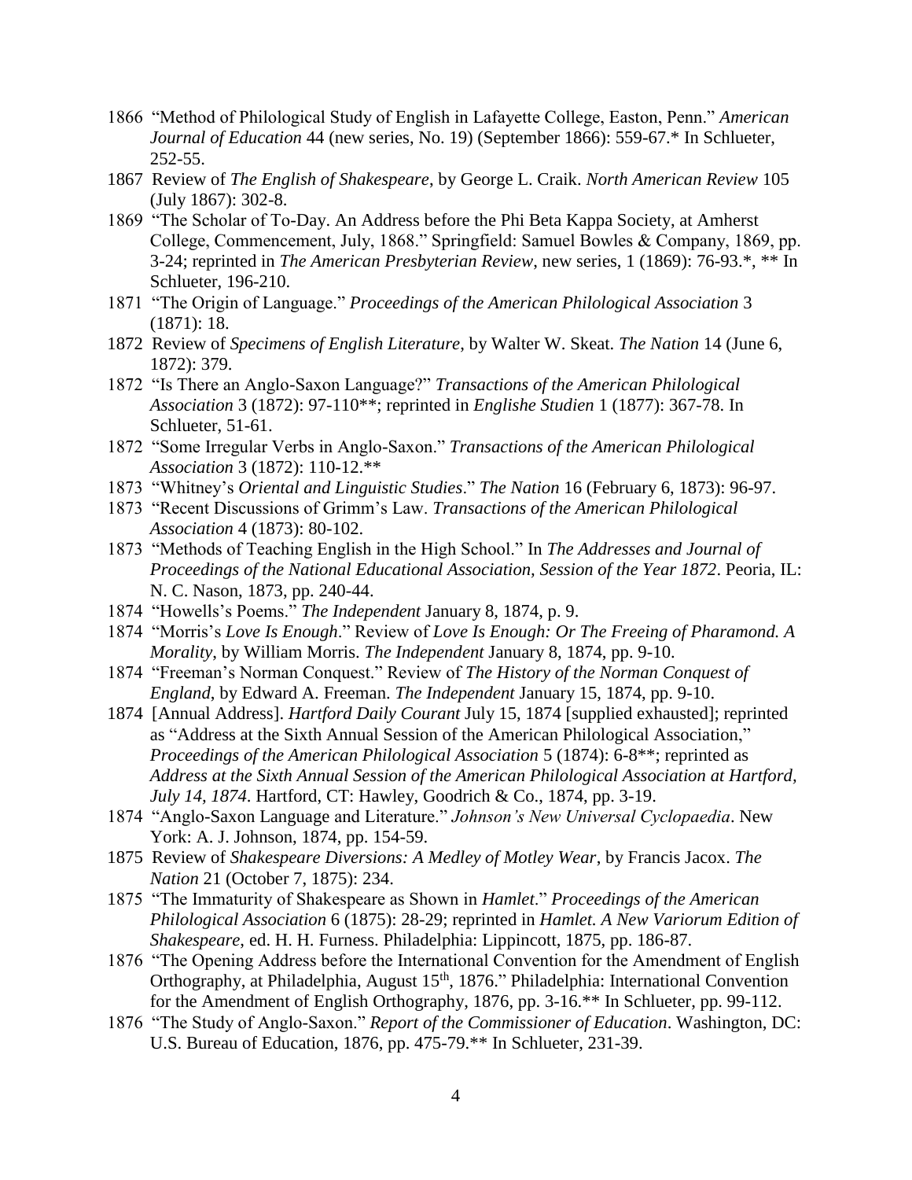1866 "Method of Philological Study of English in Lafayette College, Easton, Penn." *American Journal of Education* 44 (new series, No. 19) (September 1866): 559-67.* In Schlueter, 252-55.

1867 Review of *The English of Shakespeare*, by George L. Craik. *North American Review* 105 (July 1867): 302-8.

1869 "The Scholar of To-Day. An Address before the Phi Beta Kappa Society, at Amherst College, Commencement, July, 1868." Springfield: Samuel Bowles & Company, 1869, pp. 3-24; reprinted in *The American Presbyterian Review*, new series, 1 (1869): 76-93.*, ** In Schlueter, 196-210.

1871 "The Origin of Language." *Proceedings of the American Philological Association* 3 (1871): 18.

1872 Review of *Specimens of English Literature*, by Walter W. Skeat. *The Nation* 14 (June 6, 1872): 379.

1872 "Is There an Anglo-Saxon Language?" *Transactions of the American Philological Association* 3 (1872): 97-110**; reprinted in *Englishe Studien* 1 (1877): 367-78. In Schlueter, 51-61.

1872 "Some Irregular Verbs in Anglo-Saxon." *Transactions of the American Philological Association* 3 (1872): 110-12.**

1873 "Whitney's *Oriental and Linguistic Studies*." *The Nation* 16 (February 6, 1873): 96-97.

1873 "Recent Discussions of Grimm's Law. *Transactions of the American Philological Association* 4 (1873): 80-102.

1873 "Methods of Teaching English in the High School." In *The Addresses and Journal of Proceedings of the National Educational Association, Session of the Year 1872*. Peoria, IL: N. C. Nason, 1873, pp. 240-44.

1874 "Howells's Poems." *The Independent* January 8, 1874, p. 9.

1874 "Morris's *Love Is Enough*." Review of *Love Is Enough: Or The Freeing of Pharamond. A Morality*, by William Morris. *The Independent* January 8, 1874, pp. 9-10.

1874 "Freeman's Norman Conquest." Review of *The History of the Norman Conquest of England*, by Edward A. Freeman. *The Independent* January 15, 1874, pp. 9-10.

1874 [Annual Address]. *Hartford Daily Courant* July 15, 1874 [supplied exhausted]; reprinted as "Address at the Sixth Annual Session of the American Philological Association," *Proceedings of the American Philological Association* 5 (1874): 6-8**; reprinted as *Address at the Sixth Annual Session of the American Philological Association at Hartford, July 14, 1874*. Hartford, CT: Hawley, Goodrich & Co., 1874, pp. 3-19.

1874 "Anglo-Saxon Language and Literature." *Johnson's New Universal Cyclopaedia*. New York: A. J. Johnson, 1874, pp. 154-59.

1875 Review of *Shakespeare Diversions: A Medley of Motley Wear*, by Francis Jacox. *The Nation* 21 (October 7, 1875): 234.

1875 "The Immaturity of Shakespeare as Shown in *Hamlet*." *Proceedings of the American Philological Association* 6 (1875): 28-29; reprinted in *Hamlet. A New Variorum Edition of Shakespeare*, ed. H. H. Furness. Philadelphia: Lippincott, 1875, pp. 186-87.

1876 "The Opening Address before the International Convention for the Amendment of English Orthography, at Philadelphia, August 15th, 1876." Philadelphia: International Convention for the Amendment of English Orthography, 1876, pp. 3-16.** In Schlueter, pp. 99-112.

1876 "The Study of Anglo-Saxon." *Report of the Commissioner of Education*. Washington, DC: U.S. Bureau of Education, 1876, pp. 475-79.** In Schlueter, 231-39.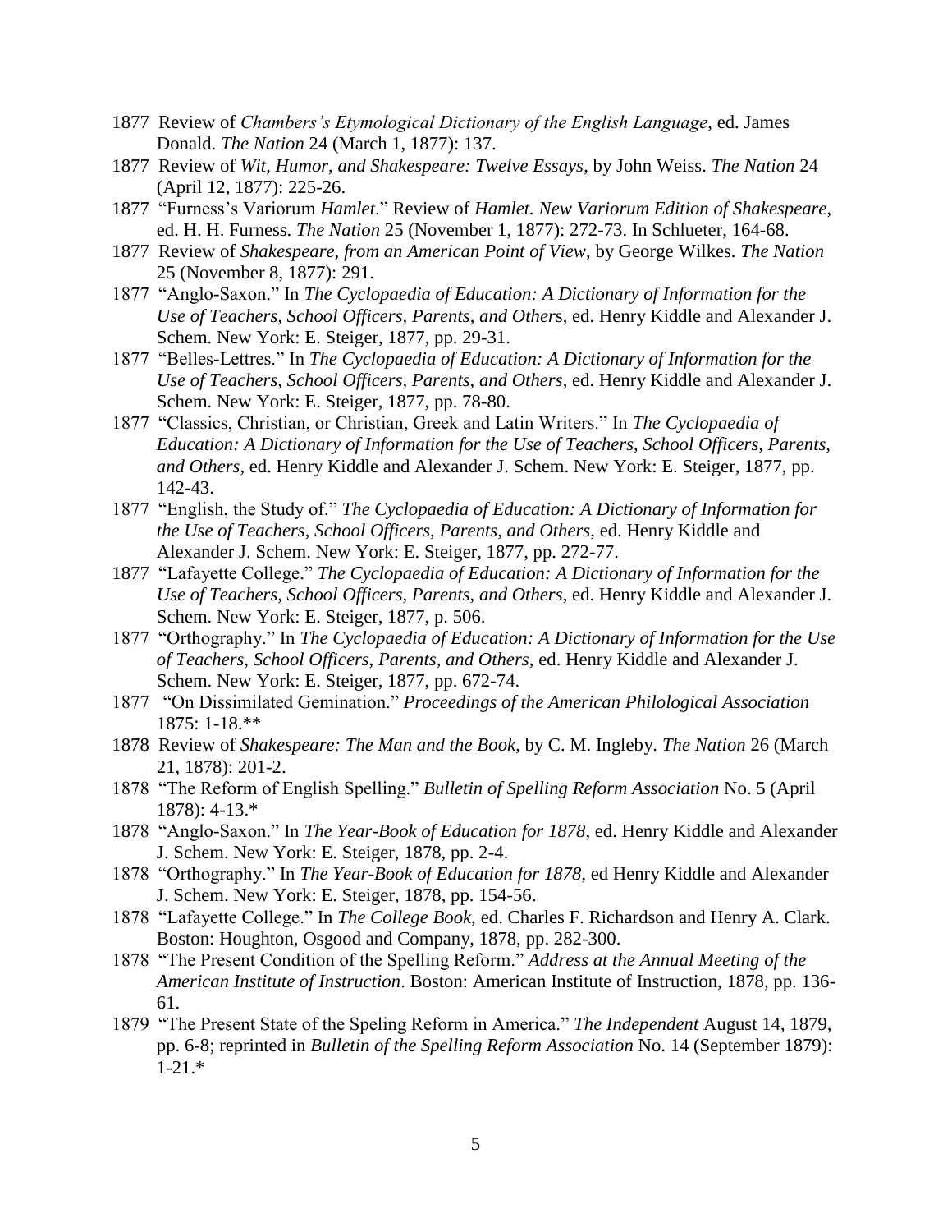1877 Review of *Chambers's Etymological Dictionary of the English Language*, ed. James Donald. *The Nation* 24 (March 1, 1877): 137.

1877 Review of *Wit, Humor, and Shakespeare: Twelve Essays*, by John Weiss. *The Nation* 24 (April 12, 1877): 225-26.

1877 "Furness's Variorum *Hamlet*." Review of *Hamlet. New Variorum Edition of Shakespeare*, ed. H. H. Furness. *The Nation* 25 (November 1, 1877): 272-73. In Schlueter, 164-68.

1877 Review of *Shakespeare, from an American Point of View*, by George Wilkes. *The Nation* 25 (November 8, 1877): 291.

1877 "Anglo-Saxon." In *The Cyclopaedia of Education: A Dictionary of Information for the Use of Teachers, School Officers, Parents, and Others*, ed. Henry Kiddle and Alexander J. Schem. New York: E. Steiger, 1877, pp. 29-31.

1877 "Belles-Lettres." In *The Cyclopaedia of Education: A Dictionary of Information for the Use of Teachers, School Officers, Parents, and Others*, ed. Henry Kiddle and Alexander J. Schem. New York: E. Steiger, 1877, pp. 78-80.

1877 "Classics, Christian, or Christian, Greek and Latin Writers." In *The Cyclopaedia of Education: A Dictionary of Information for the Use of Teachers, School Officers, Parents, and Others*, ed. Henry Kiddle and Alexander J. Schem. New York: E. Steiger, 1877, pp. 142-43.

1877 "English, the Study of." *The Cyclopaedia of Education: A Dictionary of Information for the Use of Teachers, School Officers, Parents, and Others*, ed. Henry Kiddle and Alexander J. Schem. New York: E. Steiger, 1877, pp. 272-77.

1877 "Lafayette College." *The Cyclopaedia of Education: A Dictionary of Information for the Use of Teachers, School Officers, Parents, and Others*, ed. Henry Kiddle and Alexander J. Schem. New York: E. Steiger, 1877, p. 506.

1877 "Orthography." In *The Cyclopaedia of Education: A Dictionary of Information for the Use of Teachers, School Officers, Parents, and Others*, ed. Henry Kiddle and Alexander J. Schem. New York: E. Steiger, 1877, pp. 672-74.

1877 "On Dissimilated Gemination." *Proceedings of the American Philological Association* 1875: 1-18.**

1878 Review of *Shakespeare: The Man and the Book*, by C. M. Ingleby. *The Nation* 26 (March 21, 1878): 201-2.

1878 "The Reform of English Spelling." *Bulletin of Spelling Reform Association* No. 5 (April 1878): 4-13.*

1878 "Anglo-Saxon." In *The Year-Book of Education for 1878*, ed. Henry Kiddle and Alexander J. Schem. New York: E. Steiger, 1878, pp. 2-4.

1878 "Orthography." In *The Year-Book of Education for 1878*, ed Henry Kiddle and Alexander J. Schem. New York: E. Steiger, 1878, pp. 154-56.

1878 "Lafayette College." In *The College Book*, ed. Charles F. Richardson and Henry A. Clark. Boston: Houghton, Osgood and Company, 1878, pp. 282-300.

1878 "The Present Condition of the Spelling Reform." *Address at the Annual Meeting of the American Institute of Instruction*. Boston: American Institute of Instruction, 1878, pp. 136-61.

1879 "The Present State of the Speling Reform in America." *The Independent* August 14, 1879, pp. 6-8; reprinted in *Bulletin of the Spelling Reform Association* No. 14 (September 1879): 1-21.*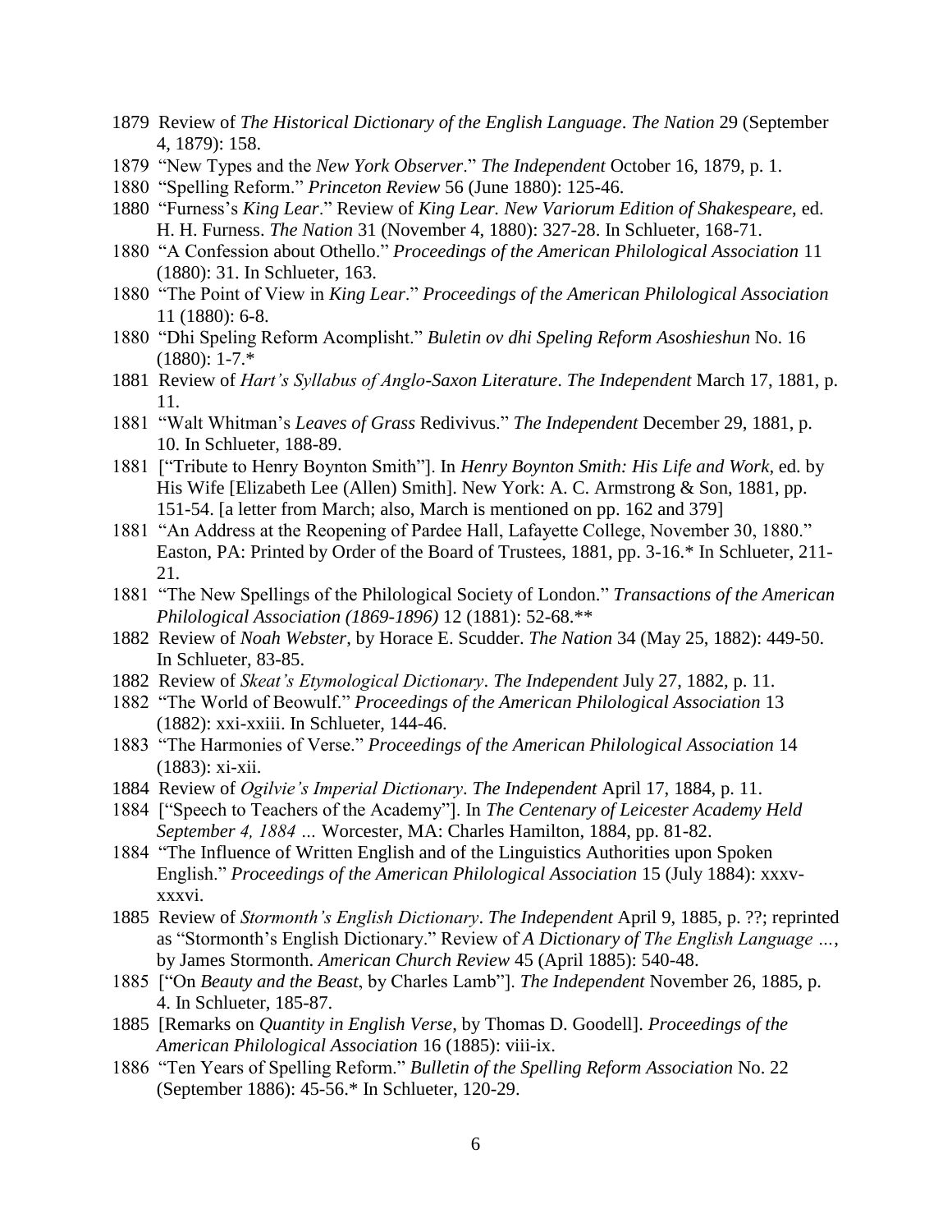1879 Review of *The Historical Dictionary of the English Language*. *The Nation* 29 (September 4, 1879): 158.

1879 "New Types and the *New York Observer*." *The Independent* October 16, 1879, p. 1.

1880 "Spelling Reform." *Princeton Review* 56 (June 1880): 125-46.

1880 "Furness's *King Lear*." Review of *King Lear. New Variorum Edition of Shakespeare*, ed. H. H. Furness. *The Nation* 31 (November 4, 1880): 327-28. In Schlueter, 168-71.

1880 "A Confession about Othello." *Proceedings of the American Philological Association* 11 (1880): 31. In Schlueter, 163.

1880 "The Point of View in *King Lear*." *Proceedings of the American Philological Association* 11 (1880): 6-8.

1880 "Dhi Speling Reform Acomplisht." *Buletin ov dhi Speling Reform Asoshieshun* No. 16 (1880): 1-7.*

1881 Review of *Hart's Syllabus of Anglo-Saxon Literature*. *The Independent* March 17, 1881, p. 11.

1881 "Walt Whitman's *Leaves of Grass* Redivivus." *The Independent* December 29, 1881, p. 10. In Schlueter, 188-89.

1881 ["Tribute to Henry Boynton Smith"]. In *Henry Boynton Smith: His Life and Work*, ed. by His Wife [Elizabeth Lee (Allen) Smith]. New York: A. C. Armstrong & Son, 1881, pp. 151-54. [a letter from March; also, March is mentioned on pp. 162 and 379]

1881 "An Address at the Reopening of Pardee Hall, Lafayette College, November 30, 1880." Easton, PA: Printed by Order of the Board of Trustees, 1881, pp. 3-16.* In Schlueter, 211-21.

1881 "The New Spellings of the Philological Society of London." *Transactions of the American Philological Association (1869-1896)* 12 (1881): 52-68.**

1882 Review of *Noah Webster*, by Horace E. Scudder. *The Nation* 34 (May 25, 1882): 449-50. In Schlueter, 83-85.

1882 Review of *Skeat's Etymological Dictionary*. *The Independent* July 27, 1882, p. 11.

1882 "The World of Beowulf." *Proceedings of the American Philological Association* 13 (1882): xxi-xxiii. In Schlueter, 144-46.

1883 "The Harmonies of Verse." *Proceedings of the American Philological Association* 14 (1883): xi-xii.

1884 Review of *Ogilvie's Imperial Dictionary*. *The Independent* April 17, 1884, p. 11.

1884 ["Speech to Teachers of the Academy"]. In *The Centenary of Leicester Academy Held September 4, 1884 …* Worcester, MA: Charles Hamilton, 1884, pp. 81-82.

1884 "The Influence of Written English and of the Linguistics Authorities upon Spoken English." *Proceedings of the American Philological Association* 15 (July 1884): xxxv-xxxvi.

1885 Review of *Stormonth's English Dictionary*. *The Independent* April 9, 1885, p. ??; reprinted as "Stormonth's English Dictionary." Review of *A Dictionary of The English Language …*, by James Stormonth. *American Church Review* 45 (April 1885): 540-48.

1885 ["On *Beauty and the Beast*, by Charles Lamb"]. *The Independent* November 26, 1885, p. 4. In Schlueter, 185-87.

1885 [Remarks on *Quantity in English Verse*, by Thomas D. Goodell]. *Proceedings of the American Philological Association* 16 (1885): viii-ix.

1886 "Ten Years of Spelling Reform." *Bulletin of the Spelling Reform Association* No. 22 (September 1886): 45-56.* In Schlueter, 120-29.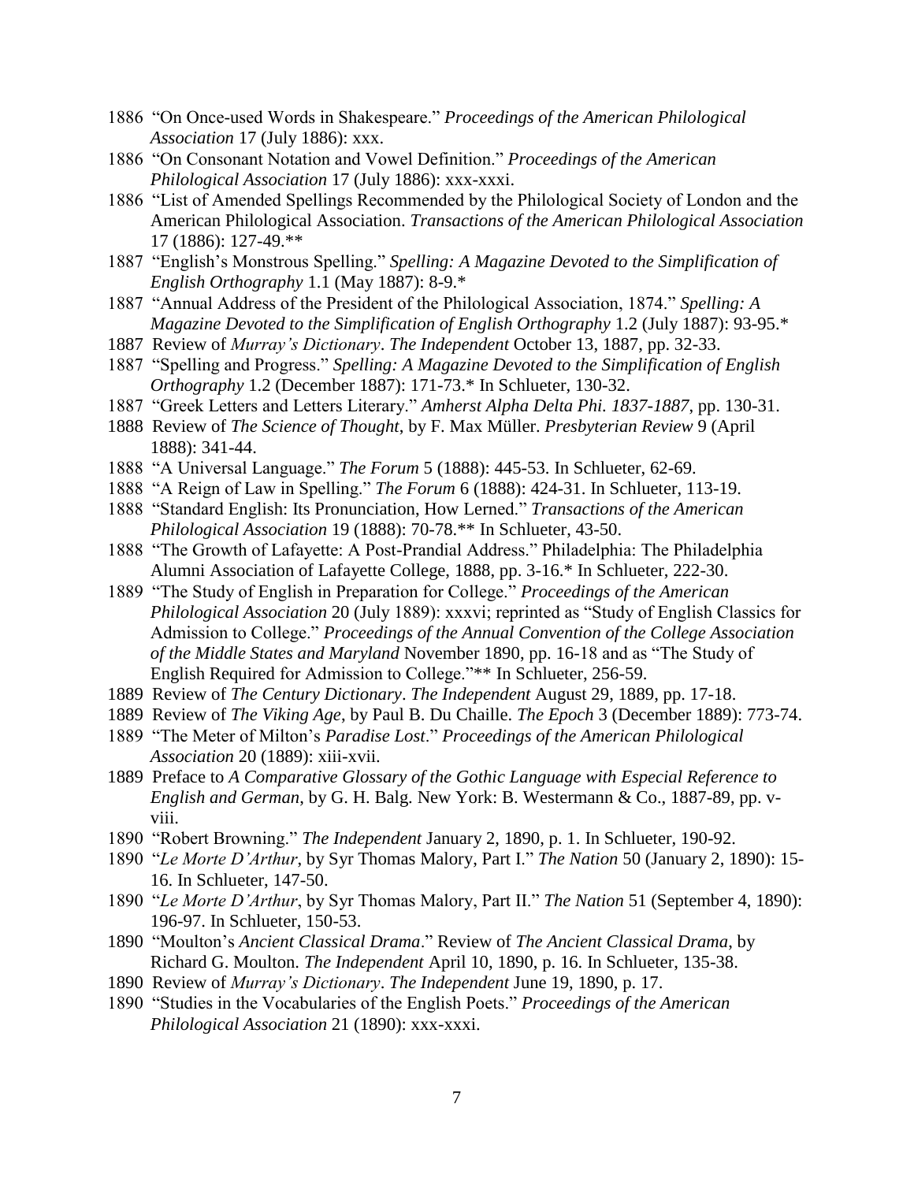1886 "On Once-used Words in Shakespeare." *Proceedings of the American Philological Association* 17 (July 1886): xxx.

1886 "On Consonant Notation and Vowel Definition." *Proceedings of the American Philological Association* 17 (July 1886): xxx-xxxi.

1886 "List of Amended Spellings Recommended by the Philological Society of London and the American Philological Association. *Transactions of the American Philological Association* 17 (1886): 127-49.**

1887 "English's Monstrous Spelling." *Spelling: A Magazine Devoted to the Simplification of English Orthography* 1.1 (May 1887): 8-9.*

1887 "Annual Address of the President of the Philological Association, 1874." *Spelling: A Magazine Devoted to the Simplification of English Orthography* 1.2 (July 1887): 93-95.*

1887 Review of *Murray's Dictionary*. *The Independent* October 13, 1887, pp. 32-33.

1887 "Spelling and Progress." *Spelling: A Magazine Devoted to the Simplification of English Orthography* 1.2 (December 1887): 171-73.* In Schlueter, 130-32.

1887 "Greek Letters and Letters Literary." *Amherst Alpha Delta Phi. 1837-1887*, pp. 130-31.

1888 Review of *The Science of Thought*, by F. Max Müller. *Presbyterian Review* 9 (April 1888): 341-44.

1888 "A Universal Language." *The Forum* 5 (1888): 445-53. In Schlueter, 62-69.

1888 "A Reign of Law in Spelling." *The Forum* 6 (1888): 424-31. In Schlueter, 113-19.

1888 "Standard English: Its Pronunciation, How Lerned." *Transactions of the American Philological Association* 19 (1888): 70-78.** In Schlueter, 43-50.

1888 "The Growth of Lafayette: A Post-Prandial Address." Philadelphia: The Philadelphia Alumni Association of Lafayette College, 1888, pp. 3-16.* In Schlueter, 222-30.

1889 "The Study of English in Preparation for College." *Proceedings of the American Philological Association* 20 (July 1889): xxxvi; reprinted as "Study of English Classics for Admission to College." *Proceedings of the Annual Convention of the College Association of the Middle States and Maryland* November 1890, pp. 16-18 and as "The Study of English Required for Admission to College."** In Schlueter, 256-59.

1889 Review of *The Century Dictionary*. *The Independent* August 29, 1889, pp. 17-18.

1889 Review of *The Viking Age*, by Paul B. Du Chaille. *The Epoch* 3 (December 1889): 773-74.

1889 "The Meter of Milton's *Paradise Lost*." *Proceedings of the American Philological Association* 20 (1889): xiii-xvii.

1889 Preface to *A Comparative Glossary of the Gothic Language with Especial Reference to English and German*, by G. H. Balg. New York: B. Westermann & Co., 1887-89, pp. v-viii.

1890 "Robert Browning." *The Independent* January 2, 1890, p. 1. In Schlueter, 190-92.

1890 "*Le Morte D'Arthur*, by Syr Thomas Malory, Part I." *The Nation* 50 (January 2, 1890): 15-16. In Schlueter, 147-50.

1890 "*Le Morte D'Arthur*, by Syr Thomas Malory, Part II." *The Nation* 51 (September 4, 1890): 196-97. In Schlueter, 150-53.

1890 "Moulton's *Ancient Classical Drama*." Review of *The Ancient Classical Drama*, by Richard G. Moulton. *The Independent* April 10, 1890, p. 16. In Schlueter, 135-38.

1890 Review of *Murray's Dictionary*. *The Independent* June 19, 1890, p. 17.

1890 "Studies in the Vocabularies of the English Poets." *Proceedings of the American Philological Association* 21 (1890): xxx-xxxi.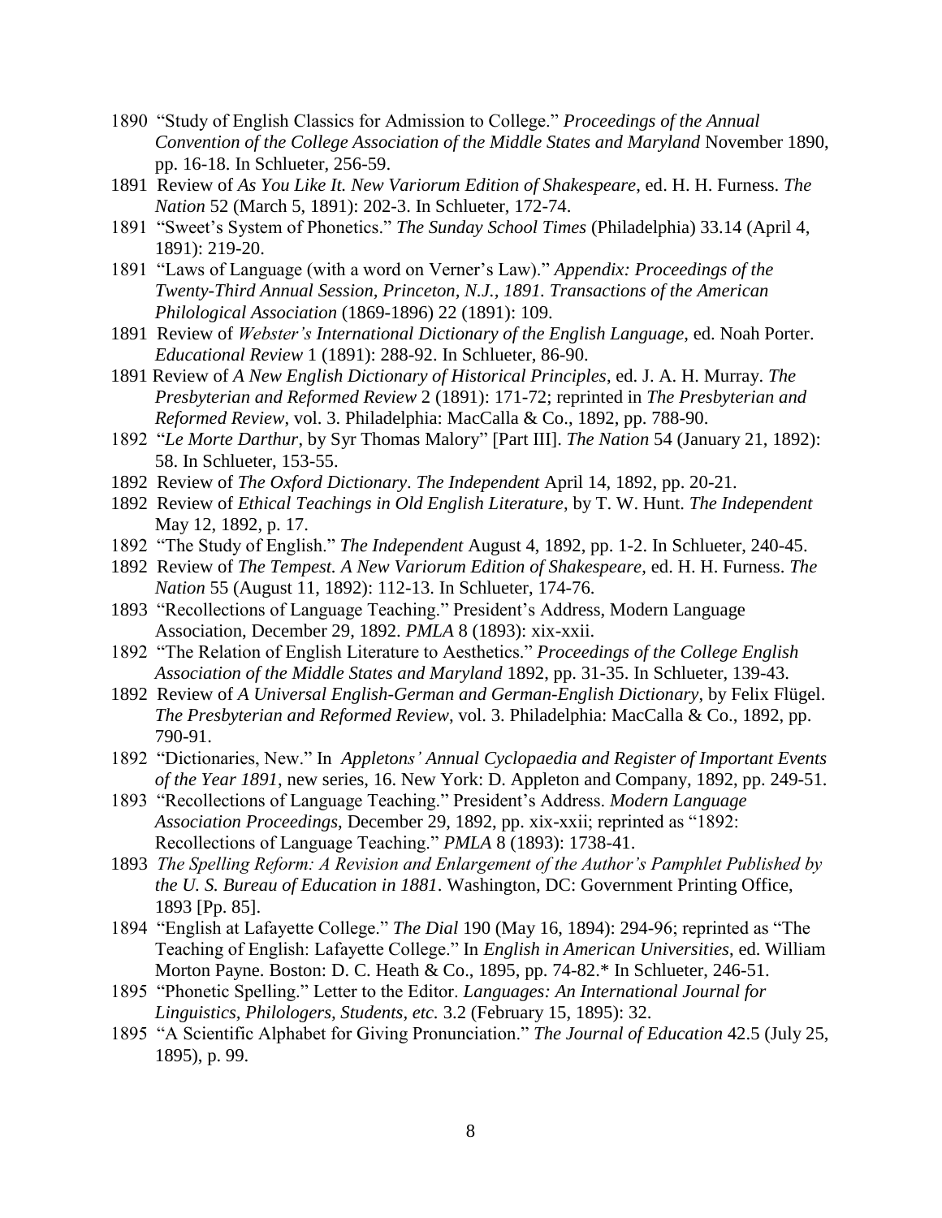1890 "Study of English Classics for Admission to College." *Proceedings of the Annual Convention of the College Association of the Middle States and Maryland* November 1890, pp. 16-18. In Schlueter, 256-59.

1891 Review of *As You Like It. New Variorum Edition of Shakespeare*, ed. H. H. Furness. *The Nation* 52 (March 5, 1891): 202-3. In Schlueter, 172-74.

1891 "Sweet's System of Phonetics." *The Sunday School Times* (Philadelphia) 33.14 (April 4, 1891): 219-20.

1891 "Laws of Language (with a word on Verner's Law)." *Appendix: Proceedings of the Twenty-Third Annual Session, Princeton, N.J., 1891. Transactions of the American Philological Association* (1869-1896) 22 (1891): 109.

1891 Review of *Webster's International Dictionary of the English Language*, ed. Noah Porter. *Educational Review* 1 (1891): 288-92. In Schlueter, 86-90.

1891 Review of *A New English Dictionary of Historical Principles*, ed. J. A. H. Murray. *The Presbyterian and Reformed Review* 2 (1891): 171-72; reprinted in *The Presbyterian and Reformed Review*, vol. 3. Philadelphia: MacCalla & Co., 1892, pp. 788-90.

1892 "*Le Morte Darthur*, by Syr Thomas Malory" [Part III]. *The Nation* 54 (January 21, 1892): 58. In Schlueter, 153-55.

1892 Review of *The Oxford Dictionary*. *The Independent* April 14, 1892, pp. 20-21.

1892 Review of *Ethical Teachings in Old English Literature*, by T. W. Hunt. *The Independent* May 12, 1892, p. 17.

1892 "The Study of English." *The Independent* August 4, 1892, pp. 1-2. In Schlueter, 240-45.

1892 Review of *The Tempest. A New Variorum Edition of Shakespeare*, ed. H. H. Furness. *The Nation* 55 (August 11, 1892): 112-13. In Schlueter, 174-76.

1893 "Recollections of Language Teaching." President's Address, Modern Language Association, December 29, 1892. *PMLA* 8 (1893): xix-xxii.

1892 "The Relation of English Literature to Aesthetics." *Proceedings of the College English Association of the Middle States and Maryland* 1892, pp. 31-35. In Schlueter, 139-43.

1892 Review of *A Universal English-German and German-English Dictionary*, by Felix Flügel. *The Presbyterian and Reformed Review*, vol. 3. Philadelphia: MacCalla & Co., 1892, pp. 790-91.

1892 "Dictionaries, New." In *Appletons' Annual Cyclopaedia and Register of Important Events of the Year 1891*, new series, 16. New York: D. Appleton and Company, 1892, pp. 249-51.

1893 "Recollections of Language Teaching." President's Address. *Modern Language Association Proceedings*, December 29, 1892, pp. xix-xxii; reprinted as "1892: Recollections of Language Teaching." *PMLA* 8 (1893): 1738-41.

1893 *The Spelling Reform: A Revision and Enlargement of the Author's Pamphlet Published by the U. S. Bureau of Education in 1881*. Washington, DC: Government Printing Office, 1893 [Pp. 85].

1894 "English at Lafayette College." *The Dial* 190 (May 16, 1894): 294-96; reprinted as "The Teaching of English: Lafayette College." In *English in American Universities*, ed. William Morton Payne. Boston: D. C. Heath & Co., 1895, pp. 74-82.* In Schlueter, 246-51.

1895 "Phonetic Spelling." Letter to the Editor. *Languages: An International Journal for Linguistics, Philologers, Students, etc.* 3.2 (February 15, 1895): 32.

1895 "A Scientific Alphabet for Giving Pronunciation." *The Journal of Education* 42.5 (July 25, 1895), p. 99.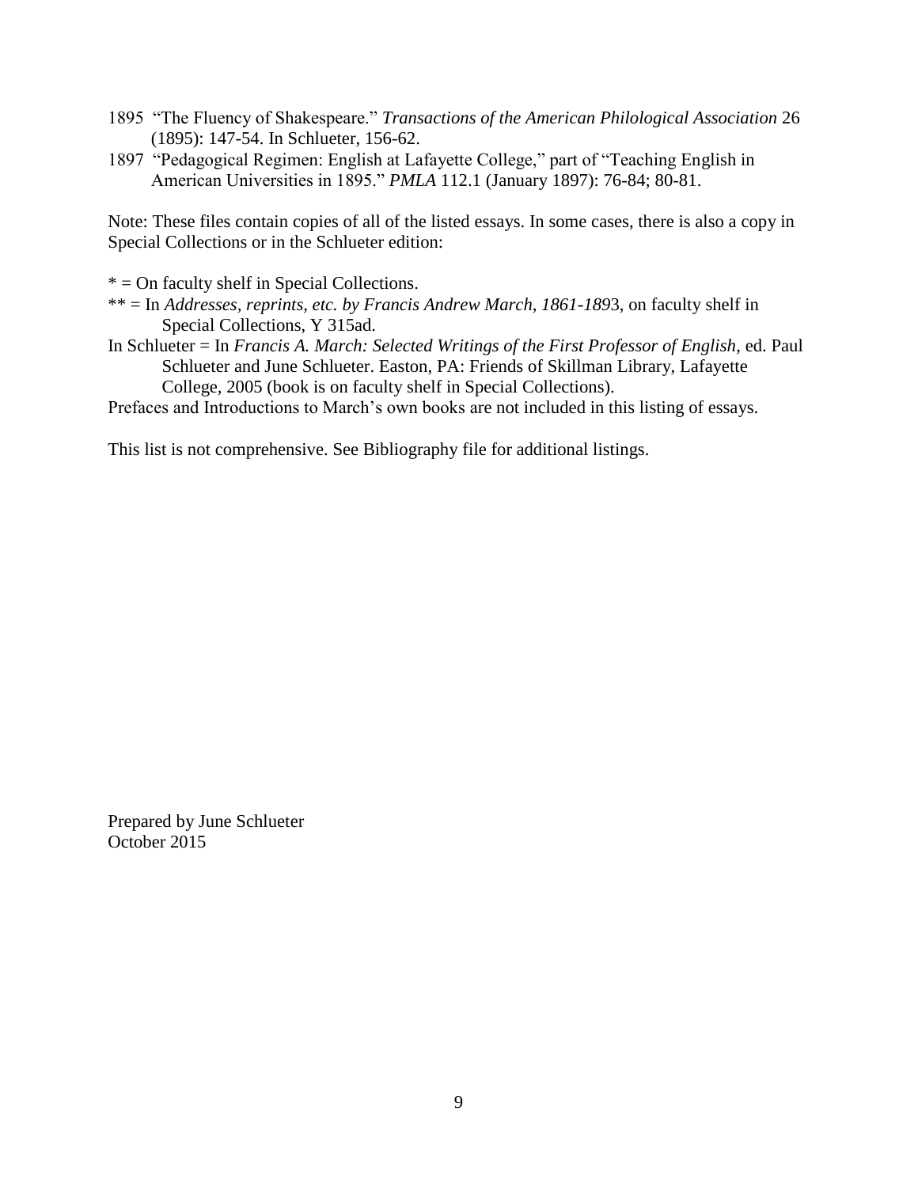1895 "The Fluency of Shakespeare." *Transactions of the American Philological Association* 26 (1895): 147-54. In Schlueter, 156-62.

1897 "Pedagogical Regimen: English at Lafayette College," part of "Teaching English in American Universities in 1895." *PMLA* 112.1 (January 1897): 76-84; 80-81.

Note: These files contain copies of all of the listed essays. In some cases, there is also a copy in Special Collections or in the Schlueter edition:

* = On faculty shelf in Special Collections.

** = In *Addresses, reprints, etc. by Francis Andrew March, 1861-189*3, on faculty shelf in Special Collections, Y 315ad.

In Schlueter = In *Francis A. March: Selected Writings of the First Professor of English*, ed. Paul Schlueter and June Schlueter. Easton, PA: Friends of Skillman Library, Lafayette College, 2005 (book is on faculty shelf in Special Collections).

Prefaces and Introductions to March's own books are not included in this listing of essays.

This list is not comprehensive. See Bibliography file for additional listings.

Prepared by June Schlueter
October 2015